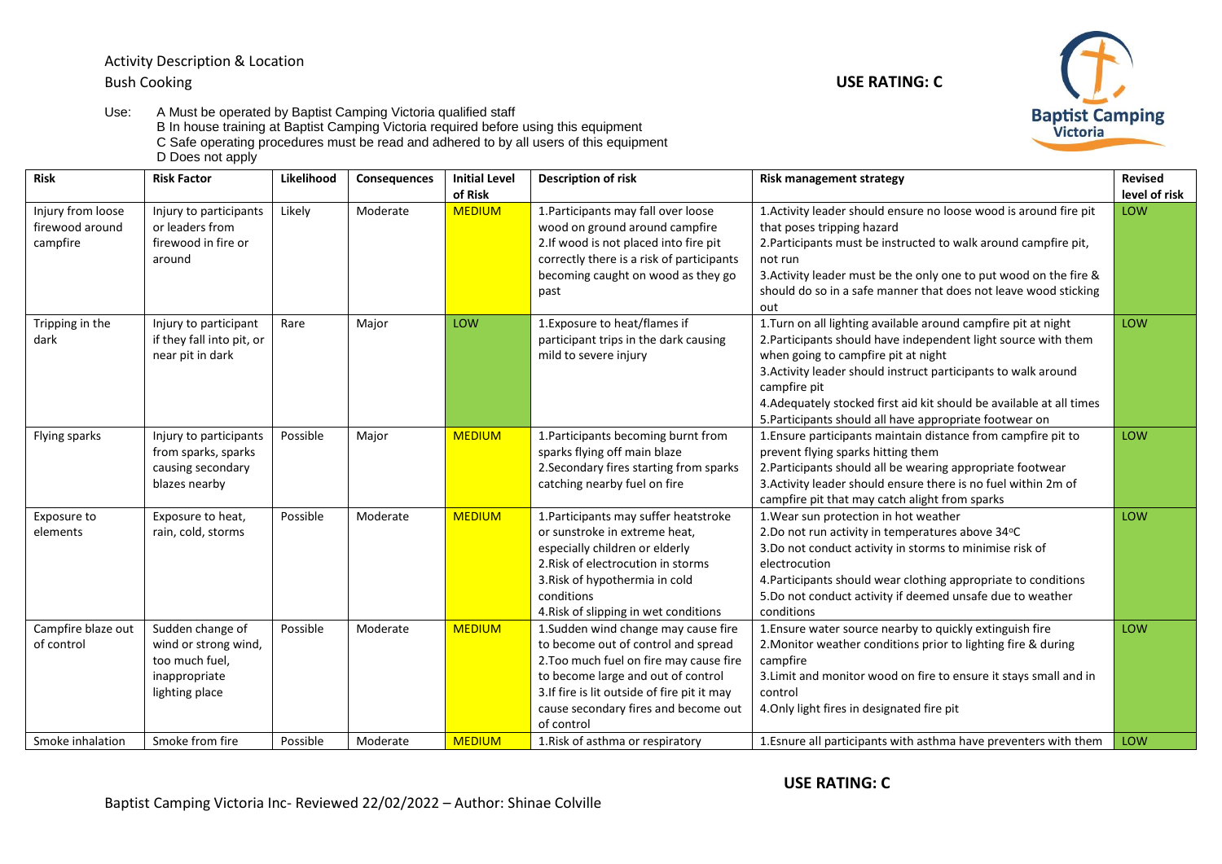Activity Description & Location

Bush Cooking

**USE RATING: C**

Use:
A Must be operated by Baptist Camping Victoria qualified staff
B In house training at Baptist Camping Victoria required before using this equipment
C Safe operating procedures must be read and adhered to by all users of this equipment
D Does not apply

| Risk | Risk Factor | Likelihood | Consequences | Initial Level of Risk | Description of risk | Risk management strategy | Revised level of risk |
|---|---|---|---|---|---|---|---|
| Injury from loose firewood around campfire | Injury to participants or leaders from firewood in fire or around | Likely | Moderate | MEDIUM | 1.Participants may fall over loose wood on ground around campfire<br>2.If wood is not placed into fire pit correctly there is a risk of participants becoming caught on wood as they go past | 1.Activity leader should ensure no loose wood is around fire pit that poses tripping hazard<br>2.Participants must be instructed to walk around campfire pit, not run<br>3.Activity leader must be the only one to put wood on the fire & should do so in a safe manner that does not leave wood sticking out | LOW |
| Tripping in the dark | Injury to participant if they fall into pit, or near pit in dark | Rare | Major | LOW | 1.Exposure to heat/flames if participant trips in the dark causing mild to severe injury | 1.Turn on all lighting available around campfire pit at night<br>2.Participants should have independent light source with them when going to campfire pit at night<br>3.Activity leader should instruct participants to walk around campfire pit<br>4.Adequately stocked first aid kit should be available at all times<br>5.Participants should all have appropriate footwear on | LOW |
| Flying sparks | Injury to participants from sparks, sparks causing secondary blazes nearby | Possible | Major | MEDIUM | 1.Participants becoming burnt from sparks flying off main blaze<br>2.Secondary fires starting from sparks catching nearby fuel on fire | 1.Ensure participants maintain distance from campfire pit to prevent flying sparks hitting them<br>2.Participants should all be wearing appropriate footwear<br>3.Activity leader should ensure there is no fuel within 2m of campfire pit that may catch alight from sparks | LOW |
| Exposure to elements | Exposure to heat, rain, cold, storms | Possible | Moderate | MEDIUM | 1.Participants may suffer heatstroke or sunstroke in extreme heat, especially children or elderly<br>2.Risk of electrocution in storms<br>3.Risk of hypothermia in cold conditions<br>4.Risk of slipping in wet conditions | 1.Wear sun protection in hot weather<br>2.Do not run activity in temperatures above 34°C<br>3.Do not conduct activity in storms to minimise risk of electrocution<br>4.Participants should wear clothing appropriate to conditions<br>5.Do not conduct activity if deemed unsafe due to weather conditions | LOW |
| Campfire blaze out of control | Sudden change of wind or strong wind, too much fuel, inappropriate lighting place | Possible | Moderate | MEDIUM | 1.Sudden wind change may cause fire to become out of control and spread<br>2.Too much fuel on fire may cause fire to become large and out of control<br>3.If fire is lit outside of fire pit it may cause secondary fires and become out of control | 1.Ensure water source nearby to quickly extinguish fire<br>2.Monitor weather conditions prior to lighting fire & during campfire<br>3.Limit and monitor wood on fire to ensure it stays small and in control<br>4.Only light fires in designated fire pit | LOW |
| Smoke inhalation | Smoke from fire | Possible | Moderate | MEDIUM | 1.Risk of asthma or respiratory | 1.Esnure all participants with asthma have preventers with them | LOW |

**USE RATING: C**

Baptist Camping Victoria Inc- Reviewed 22/02/2022 – Author: Shinae Colville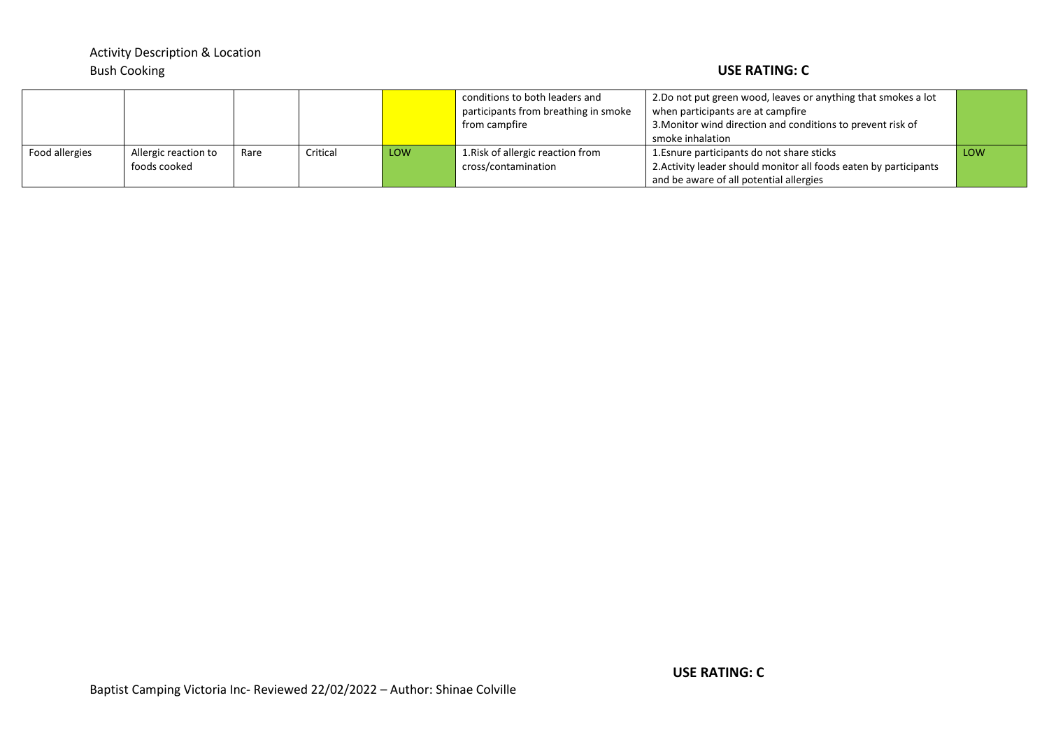Activity Description & Location
Bush Cooking

**USE RATING: C**

| | | | | | | | |
|---|---|---|---|---|---|---|---|
| | | | | | conditions to both leaders and participants from breathing in smoke from campfire | 2.Do not put green wood, leaves or anything that smokes a lot when participants are at campfire<br>3.Monitor wind direction and conditions to prevent risk of smoke inhalation | |
| Food allergies | Allergic reaction to foods cooked | Rare | Critical | LOW | 1.Risk of allergic reaction from cross/contamination | 1.Esnure participants do not share sticks<br>2.Activity leader should monitor all foods eaten by participants and be aware of all potential allergies | LOW |

**USE RATING: C**

Baptist Camping Victoria Inc- Reviewed 22/02/2022 – Author: Shinae Colville